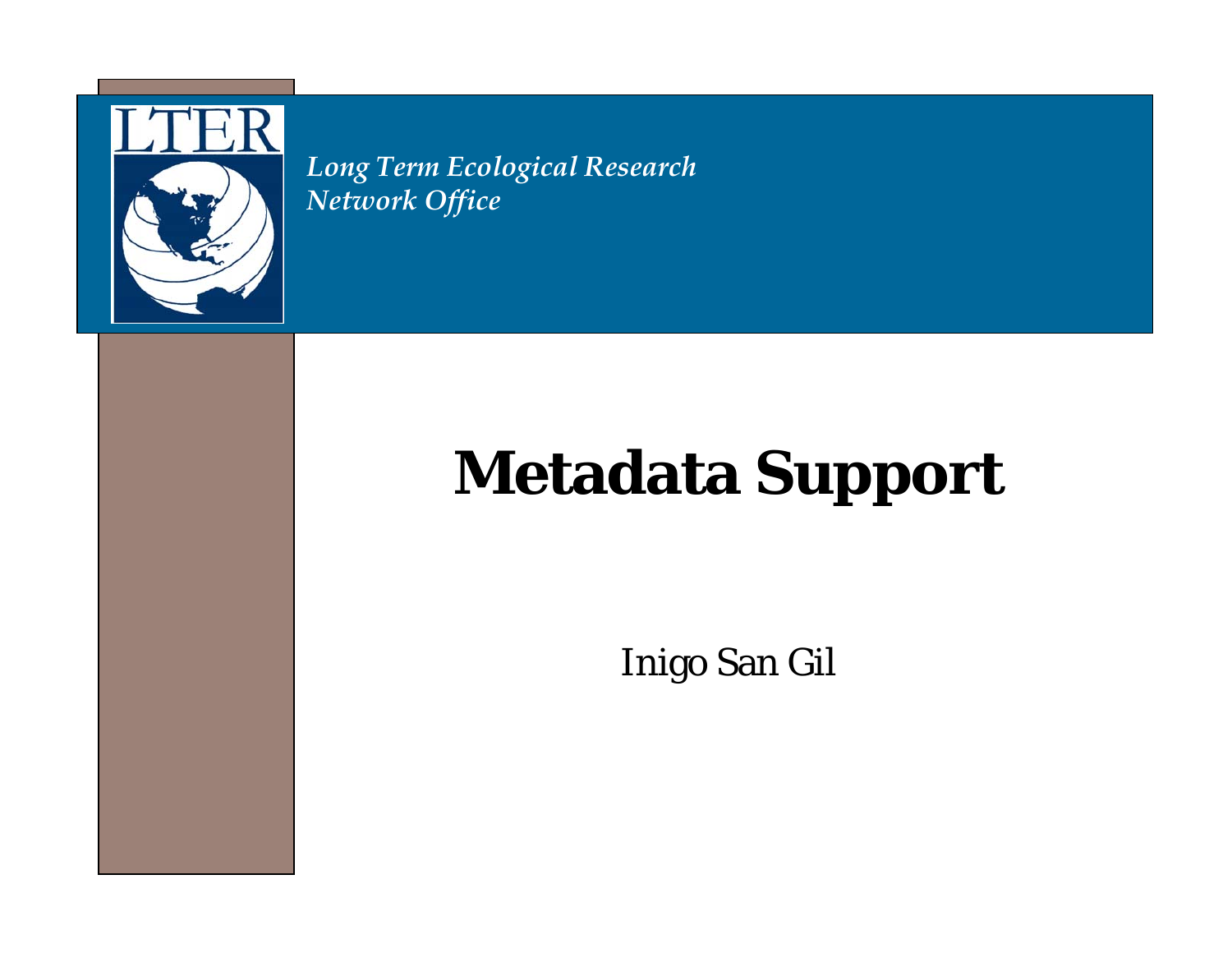LTER

*Long Term Ecological Research Network Office*

# Metadata Support

Inigo San Gil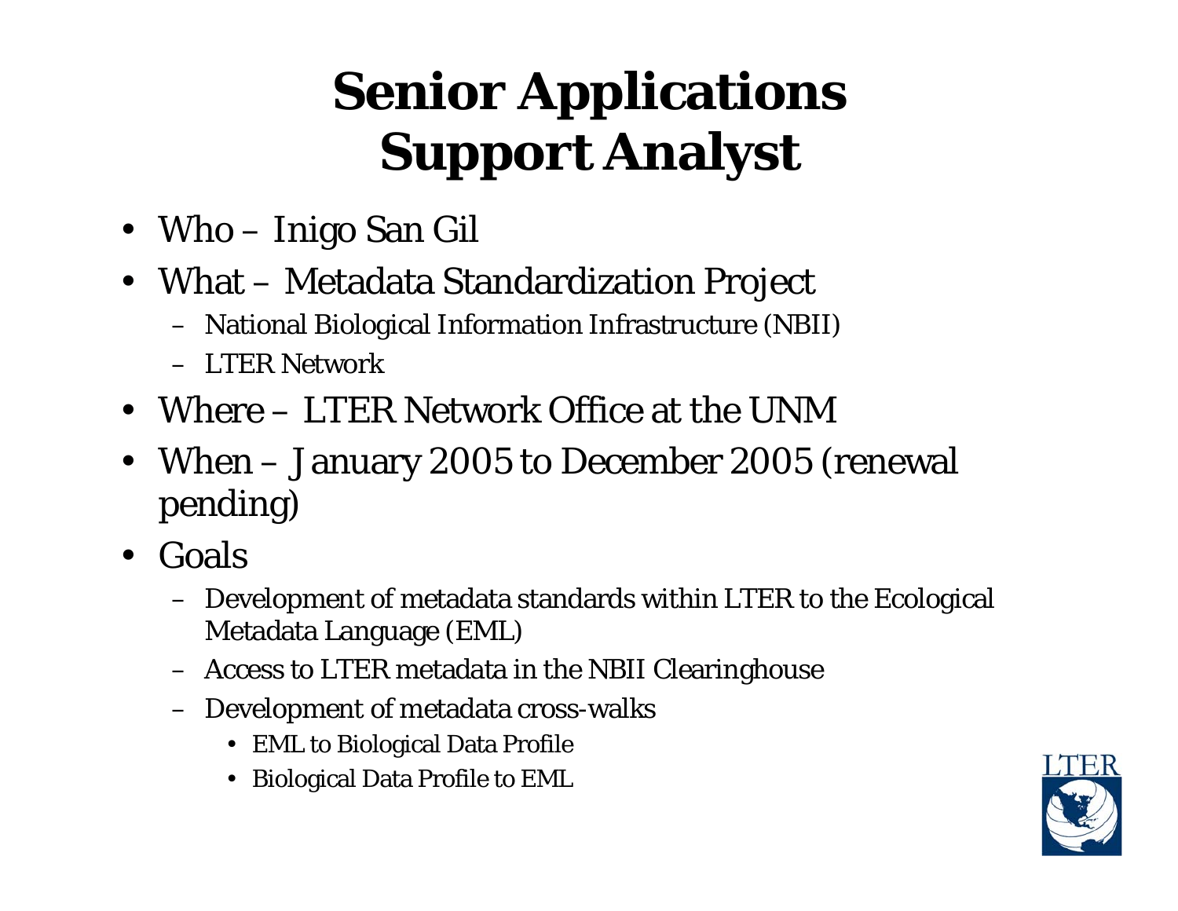# Senior Applications Support Analyst

- Who – Inigo San Gil
- What – Metadata Standardization Project
  - National Biological Information Infrastructure (NBII)
  - LTER Network
- Where – LTER Network Office at the UNM
- When – January 2005 to December 2005 (renewal pending)
- Goals
  - Development of metadata standards within LTER to the Ecological Metadata Language (EML)
  - Access to LTER metadata in the NBII Clearinghouse
  - Development of metadata cross-walks
    - EML to Biological Data Profile
    - Biological Data Profile to EML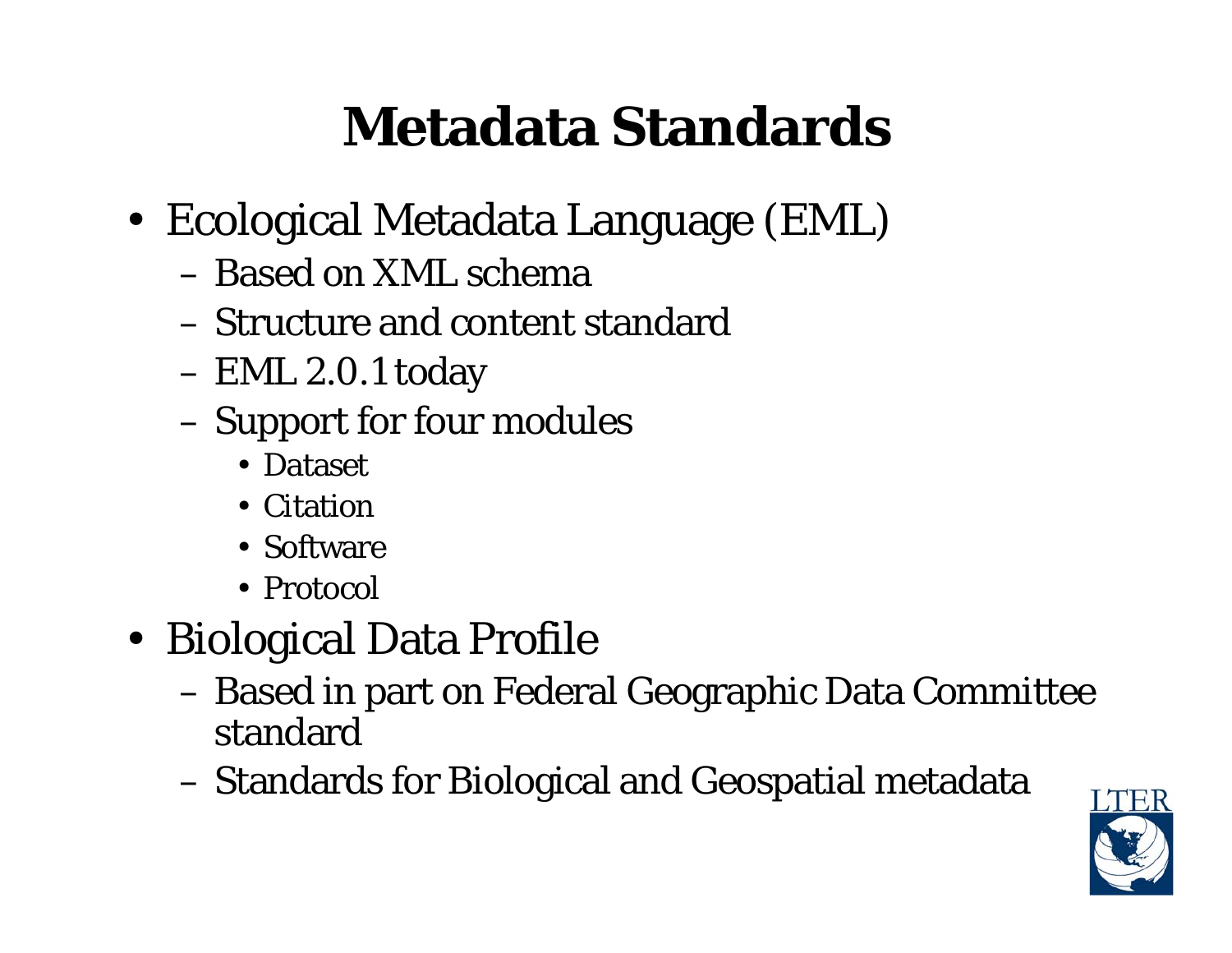# Metadata Standards

- Ecological Metadata Language (EML)
  - Based on XML schema
  - Structure and content standard
  - EML 2.0.1 today
  - Support for four modules
    - Dataset
    - Citation
    - Software
    - Protocol
- Biological Data Profile
  - Based in part on Federal Geographic Data Committee standard
  - Standards for Biological and Geospatial metadata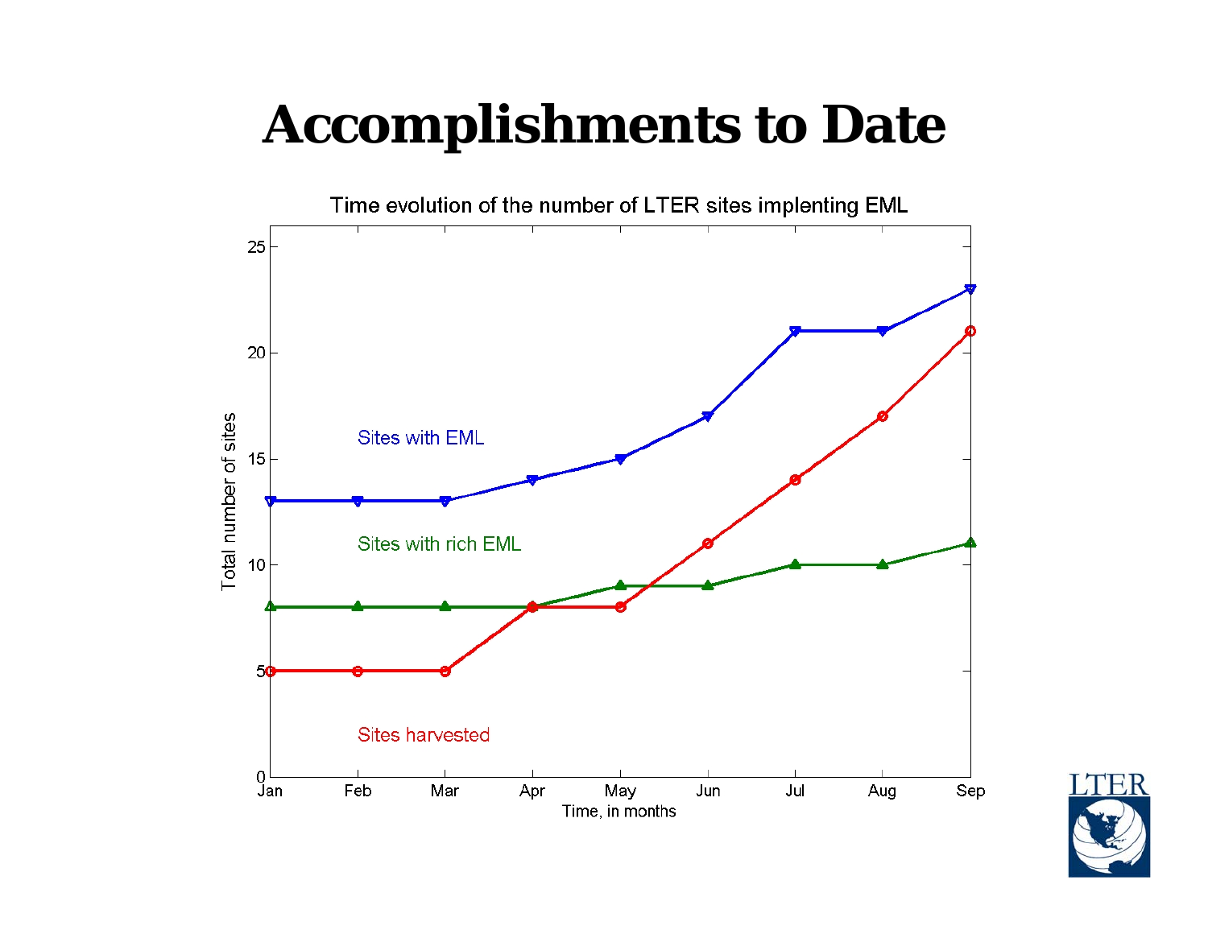# Accomplishments to Date

Time evolution of the number of LTER sites implenting EML

| Month | Sites with EML | Sites with rich EML | Sites harvested |
|---|---|---|---|
| Jan | 13 | 8 | 5 |
| Feb | 13 | 8 | 5 |
| Mar | 13 | 8 | 5 |
| Apr | 14 | 8 | 8 |
| May | 15 | 9 | 8 |
| Jun | 17 | 9 | 11 |
| Jul | 21 | 10 | 14 |
| Aug | 21 | 10 | 17 |
| Sep | 23 | 11 | 21 |

Total number of sites

Time, in months

LTER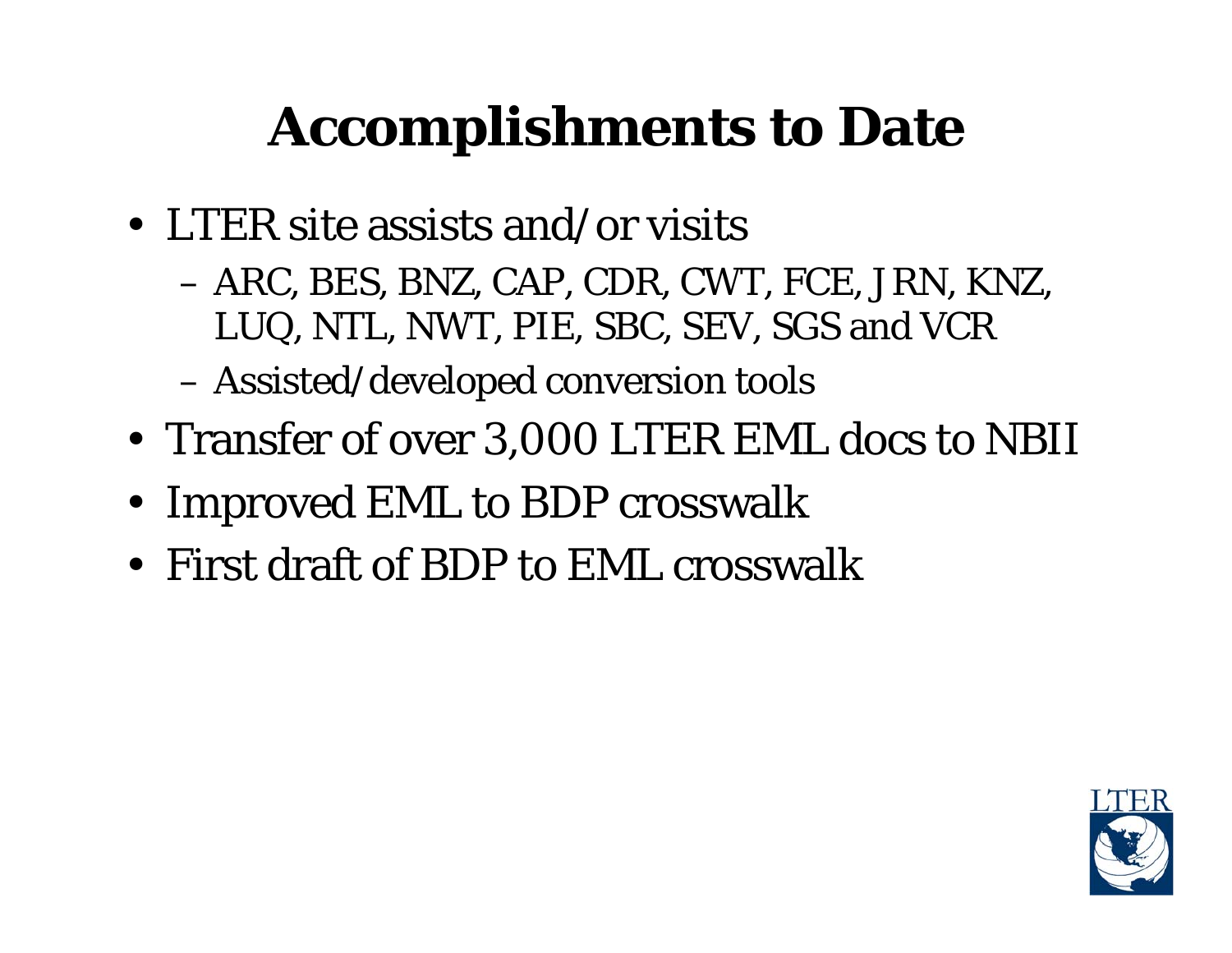# Accomplishments to Date

- LTER site assists and/or visits
  - ARC, BES, BNZ, CAP, CDR, CWT, FCE, JRN, KNZ, LUQ, NTL, NWT, PIE, SBC, SEV, SGS and VCR
  - Assisted/developed conversion tools
- Transfer of over 3,000 LTER EML docs to NBII
- Improved EML to BDP crosswalk
- First draft of BDP to EML crosswalk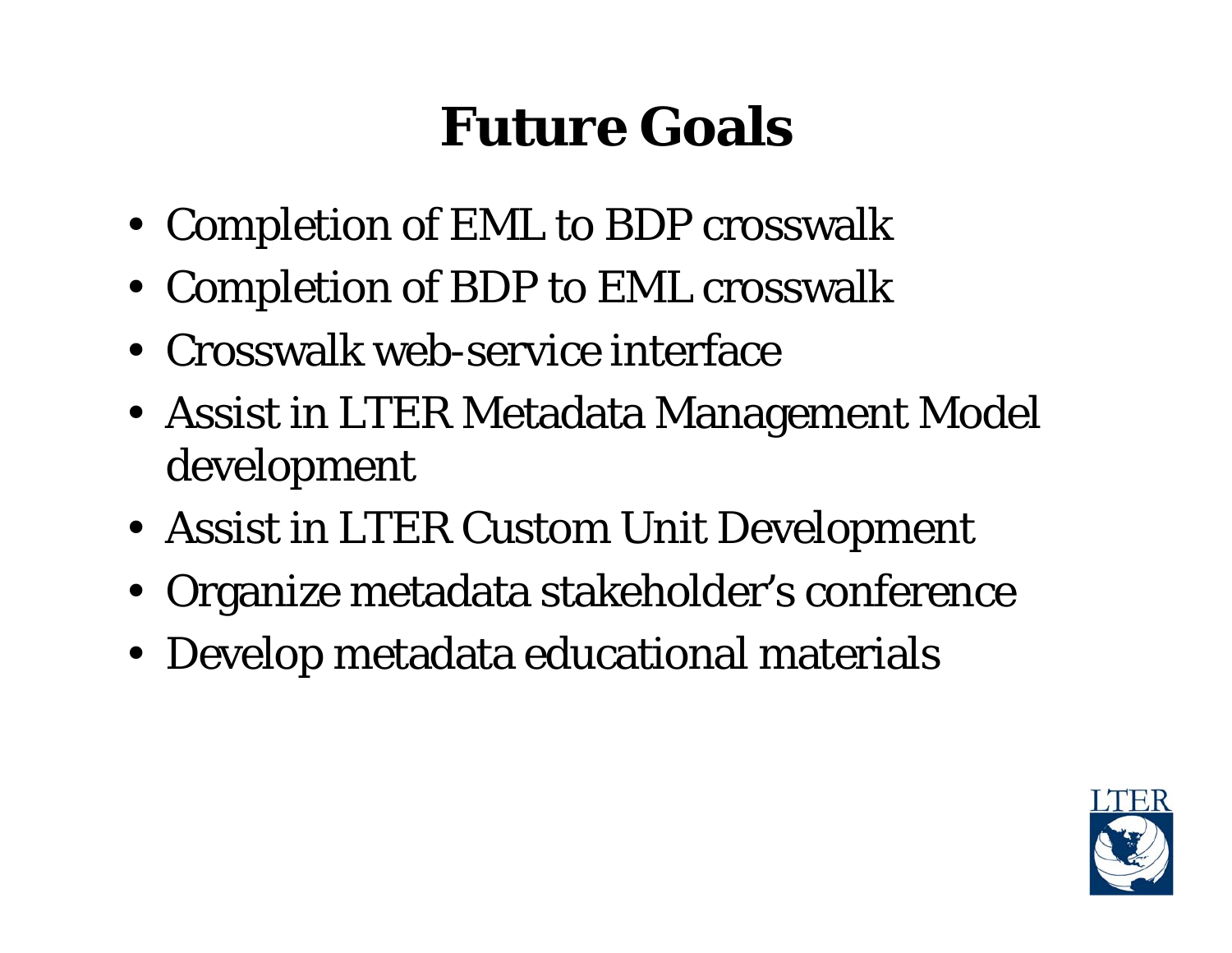# Future Goals

- Completion of EML to BDP crosswalk
- Completion of BDP to EML crosswalk
- Crosswalk web-service interface
- Assist in LTER Metadata Management Model development
- Assist in LTER Custom Unit Development
- Organize metadata stakeholder's conference
- Develop metadata educational materials